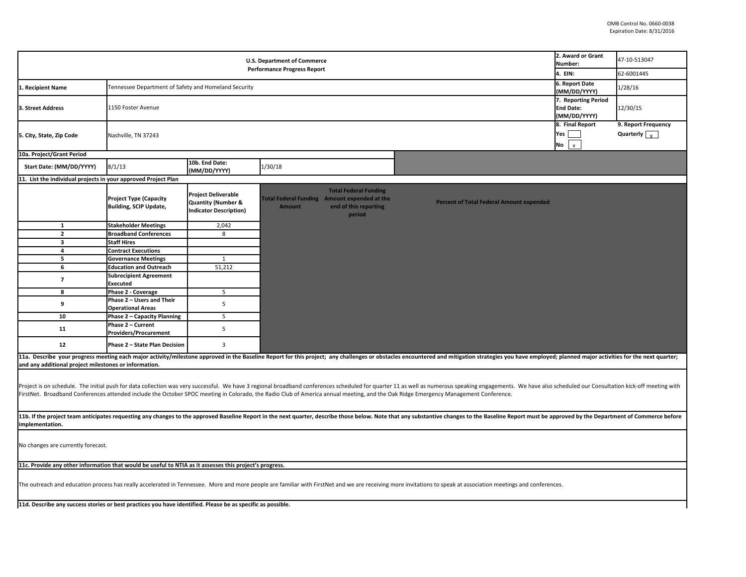OMB Control No. 0660-0038
Expiration Date: 8/31/2016

| U.S. Department of Commerce Performance Progress Report | | 2. Award or Grant Number: | 47-10-513047 |
|---|---|---|---|
| | | 4. EIN: | 62-6001445 |
| 1. Recipient Name | Tennessee Department of Safety and Homeland Security | 6. Report Date (MM/DD/YYYY) | 1/28/16 |
| 3. Street Address | 1150 Foster Avenue | 7. Reporting Period End Date: (MM/DD/YYYY) | 12/30/15 |
| 5. City, State, Zip Code | Nashville, TN 37243 | 8. Final Report Yes [ ] No [x] | 9. Report Frequency Quarterly [x] |

**10a. Project/Grant Period**

| Start Date: (MM/DD/YYYY) | 8/1/13 | 10b. End Date: (MM/DD/YYYY) | 1/30/18 |
|---|---|---|---|

**11. List the individual projects in your approved Project Plan**

| | Project Type (Capacity Building, SCIP Update, | Project Deliverable Quantity (Number & Indicator Description) | Total Federal Funding Amount | Total Federal Funding Amount expended at the end of this reporting period | Percent of Total Federal Amount expended |
|---|---|---|---|---|---|
| 1 | Stakeholder Meetings | 2,042 | | | |
| 2 | Broadband Conferences | 8 | | | |
| 3 | Staff Hires | | | | |
| 4 | Contract Executions | | | | |
| 5 | Governance Meetings | 1 | | | |
| 6 | Education and Outreach | 51,212 | | | |
| 7 | Subrecipient Agreement Executed | | | | |
| 8 | Phase 2 - Coverage | 5 | | | |
| 9 | Phase 2 – Users and Their Operational Areas | 5 | | | |
| 10 | Phase 2 – Capacity Planning | 5 | | | |
| 11 | Phase 2 – Current Providers/Procurement | 5 | | | |
| 12 | Phase 2 – State Plan Decision | 3 | | | |

**11a. Describe your progress meeting each major activity/milestone approved in the Baseline Report for this project; any challenges or obstacles encountered and mitigation strategies you have employed; planned major activities for the next quarter; and any additional project milestones or information.**

Project is on schedule. The initial push for data collection was very successful. We have 3 regional broadband conferences scheduled for quarter 11 as well as numerous speaking engagements. We have also scheduled our Consultation kick-off meeting with FirstNet. Broadband Conferences attended include the October SPOC meeting in Colorado, the Radio Club of America annual meeting, and the Oak Ridge Emergency Management Conference.

**11b. If the project team anticipates requesting any changes to the approved Baseline Report in the next quarter, describe those below. Note that any substantive changes to the Baseline Report must be approved by the Department of Commerce before implementation.**

No changes are currently forecast.

**11c. Provide any other information that would be useful to NTIA as it assesses this project's progress.**

The outreach and education process has really accelerated in Tennessee. More and more people are familiar with FirstNet and we are receiving more invitations to speak at association meetings and conferences.

**11d. Describe any success stories or best practices you have identified. Please be as specific as possible.**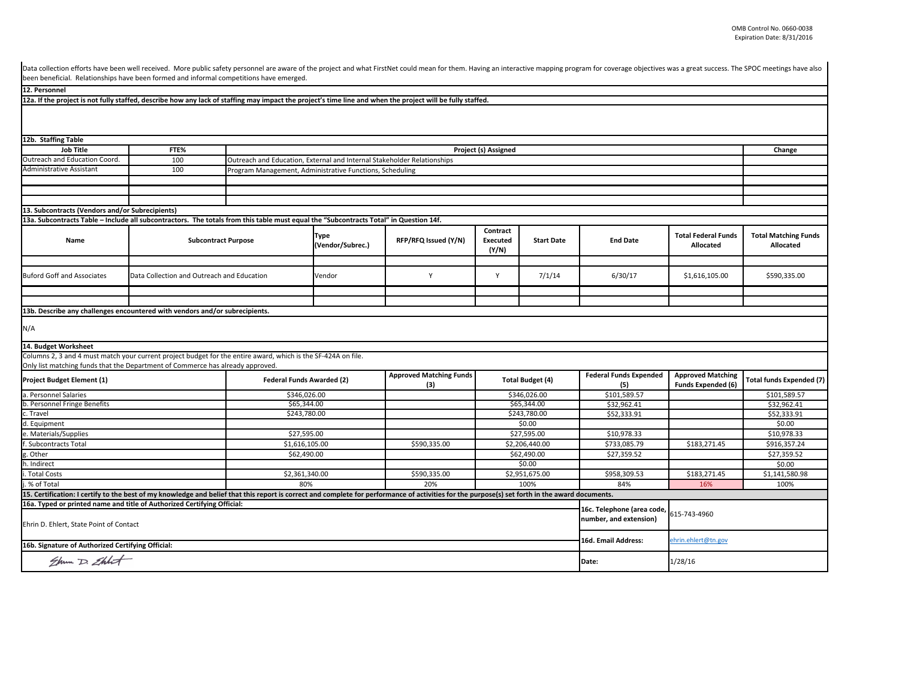Data collection efforts have been well received. More public safety personnel are aware of the project and what FirstNet could mean for them. Having an interactive mapping program for coverage objectives was a great success. The SPOC meetings have also been beneficial. Relationships have been formed and informal competitions have emerged.

**12. Personnel**

**12a. If the project is not fully staffed, describe how any lack of staffing may impact the project's time line and when the project will be fully staffed.**

**12b. Staffing Table**

| Job Title | FTE% | Project (s) Assigned | Change |
|---|---|---|---|
| Outreach and Education Coord. | 100 | Outreach and Education, External and Internal Stakeholder Relationships | |
| Administrative Assistant | 100 | Program Management, Administrative Functions, Scheduling | |
| | | | |
| | | | |
| | | | |

**13. Subcontracts (Vendors and/or Subrecipients)**

**13a. Subcontracts Table – Include all subcontractors. The totals from this table must equal the "Subcontracts Total" in Question 14f.**

| Name | Subcontract Purpose | Type (Vendor/Subrec.) | RFP/RFQ Issued (Y/N) | Contract Executed (Y/N) | Start Date | End Date | Total Federal Funds Allocated | Total Matching Funds Allocated |
|---|---|---|---|---|---|---|---|---|
| | | | | | | | | |
| Buford Goff and Associates | Data Collection and Outreach and Education | Vendor | Y | Y | 7/1/14 | 6/30/17 | $1,616,105.00 | $590,335.00 |
| | | | | | | | | |
| | | | | | | | | |

**13b. Describe any challenges encountered with vendors and/or subrecipients.**

N/A

**14. Budget Worksheet**

Columns 2, 3 and 4 must match your current project budget for the entire award, which is the SF-424A on file.
Only list matching funds that the Department of Commerce has already approved.

| Project Budget Element (1) | Federal Funds Awarded (2) | Approved Matching Funds (3) | Total Budget (4) | Federal Funds Expended (5) | Approved Matching Funds Expended (6) | Total funds Expended (7) |
|---|---|---|---|---|---|---|
| a. Personnel Salaries | $346,026.00 | | $346,026.00 | $101,589.57 | | $101,589.57 |
| b. Personnel Fringe Benefits | $65,344.00 | | $65,344.00 | $32,962.41 | | $32,962.41 |
| c. Travel | $243,780.00 | | $243,780.00 | $52,333.91 | | $52,333.91 |
| d. Equipment | | | $0.00 | | | $0.00 |
| e. Materials/Supplies | $27,595.00 | | $27,595.00 | $10,978.33 | | $10,978.33 |
| f. Subcontracts Total | $1,616,105.00 | $590,335.00 | $2,206,440.00 | $733,085.79 | $183,271.45 | $916,357.24 |
| g. Other | $62,490.00 | | $62,490.00 | $27,359.52 | | $27,359.52 |
| h. Indirect | | | $0.00 | | | $0.00 |
| i. Total Costs | $2,361,340.00 | $590,335.00 | $2,951,675.00 | $958,309.53 | $183,271.45 | $1,141,580.98 |
| j. % of Total | 80% | 20% | 100% | 84% | 16% | 100% |

**15. Certification: I certify to the best of my knowledge and belief that this report is correct and complete for performance of activities for the purpose(s) set forth in the award documents.**

| | | |
|---|---|---|
| **16a. Typed or printed name and title of Authorized Certifying Official:** Ehrin D. Ehlert, State Point of Contact | **16c. Telephone (area code, number, and extension)** | 615-743-4960 |
| | **16d. Email Address:** | ehrin.ehlert@tn.gov |
| **16b. Signature of Authorized Certifying Official:** Ehrin D. Ehlert | **Date:** | 1/28/16 |